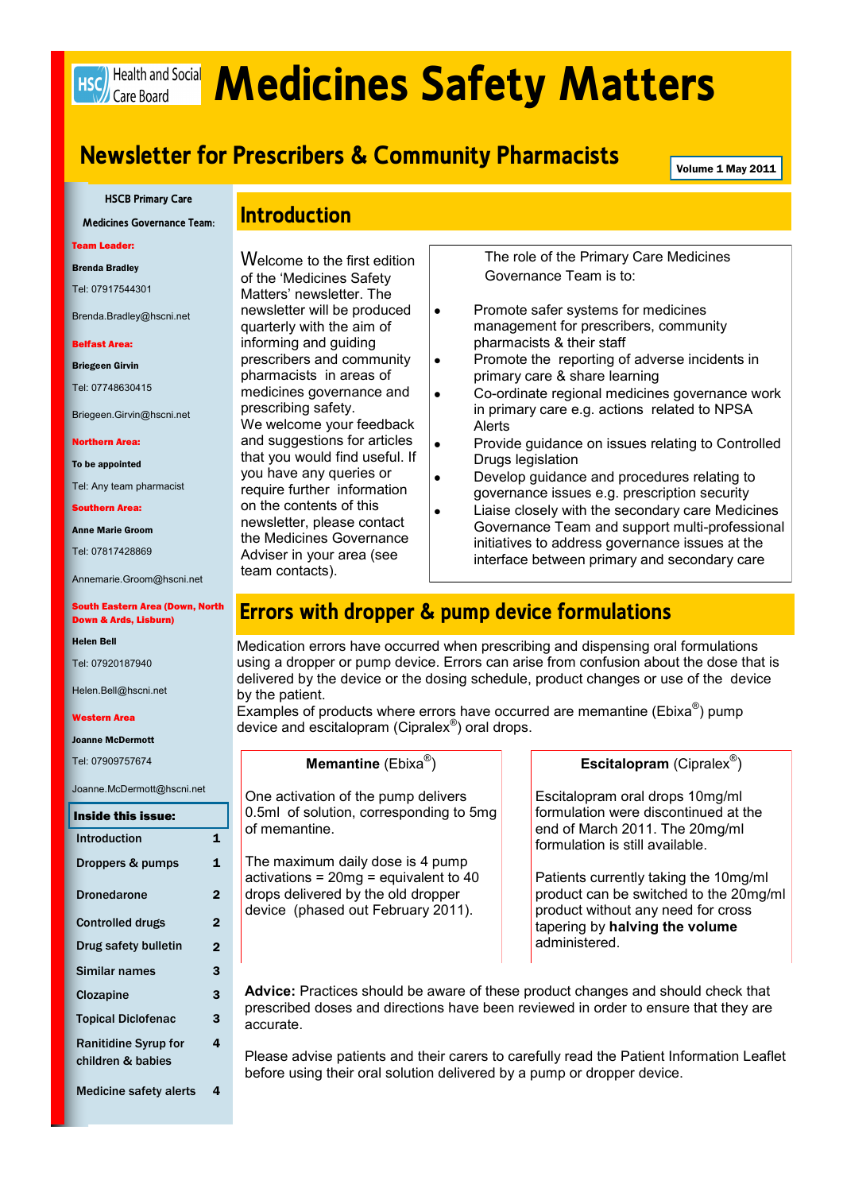# Medicines Safety Matters

## Newsletter for Prescribers & Community Pharmacists

Volume 1 May 2011

HSCB Primary Care

Medicines Governance Team:

**Team Leader:**

**Brenda Bradley**

Tel: 07917544301

Brenda.Bradley@hscni.net

**Belfast Area:**

**Briegeen Girvin**

Tel: 07748630415

Briegeen.Girvin@hscni.net

**Northern Area:**

**To be appointed**

Tel: Any team pharmacist

**Southern Area:**

**Anne Marie Groom**

Tel: 07817428869

Annemarie.Groom@hscni.net

**South Eastern Area (Down, North Down & Ards, Lisburn)**

**Helen Bell**

Tel: 07920187940

Helen.Bell@hscni.net

**Western Area**

**Joanne McDermott**

Tel: 07909757674

Joanne.McDermott@hscni.net

**Inside this issue:**

| | |
|---|---|
| Introduction | 1 |
| Droppers & pumps | 1 |
| Dronedarone | 2 |
| Controlled drugs | 2 |
| Drug safety bulletin | 2 |
| Similar names | 3 |
| Clozapine | 3 |
| Topical Diclofenac | 3 |
| Ranitidine Syrup for children & babies | 4 |
| Medicine safety alerts | 4 |

## Introduction

Welcome to the first edition of the 'Medicines Safety Matters' newsletter. The newsletter will be produced quarterly with the aim of informing and guiding prescribers and community pharmacists in areas of medicines governance and prescribing safety. We welcome your feedback and suggestions for articles that you would find useful. If you have any queries or require further information on the contents of this newsletter, please contact the Medicines Governance Adviser in your area (see team contacts).

The role of the Primary Care Medicines Governance Team is to:

- Promote safer systems for medicines management for prescribers, community pharmacists & their staff
- Promote the reporting of adverse incidents in primary care & share learning
- Co-ordinate regional medicines governance work in primary care e.g. actions related to NPSA Alerts
- Provide guidance on issues relating to Controlled Drugs legislation
- Develop guidance and procedures relating to governance issues e.g. prescription security
- Liaise closely with the secondary care Medicines Governance Team and support multi-professional initiatives to address governance issues at the interface between primary and secondary care

## Errors with dropper & pump device formulations

Medication errors have occurred when prescribing and dispensing oral formulations using a dropper or pump device. Errors can arise from confusion about the dose that is delivered by the device or the dosing schedule, product changes or use of the device by the patient.

Examples of products where errors have occurred are memantine (Ebixa®) pump device and escitalopram (Cipralex®) oral drops.

**Memantine** (Ebixa®)

One activation of the pump delivers 0.5ml of solution, corresponding to 5mg of memantine.

The maximum daily dose is 4 pump activations = 20mg = equivalent to 40 drops delivered by the old dropper device (phased out February 2011).

**Escitalopram** (Cipralex®)

Escitalopram oral drops 10mg/ml formulation were discontinued at the end of March 2011. The 20mg/ml formulation is still available.

Patients currently taking the 10mg/ml product can be switched to the 20mg/ml product without any need for cross tapering by **halving the volume** administered.

**Advice:** Practices should be aware of these product changes and should check that prescribed doses and directions have been reviewed in order to ensure that they are accurate.

Please advise patients and their carers to carefully read the Patient Information Leaflet before using their oral solution delivered by a pump or dropper device.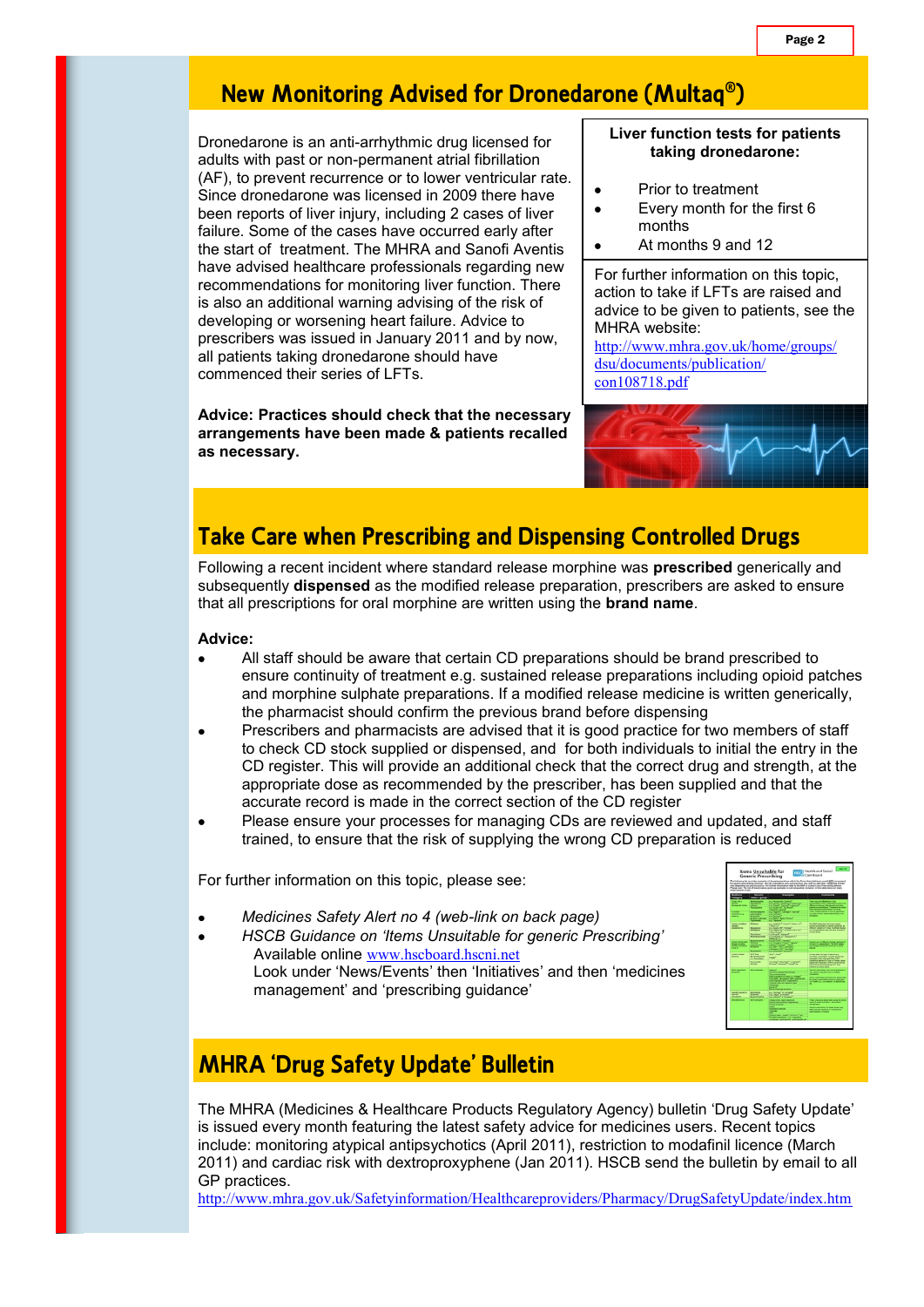## New Monitoring Advised for Dronedarone (Multaq®)

Dronedarone is an anti-arrhythmic drug licensed for adults with past or non-permanent atrial fibrillation (AF), to prevent recurrence or to lower ventricular rate. Since dronedarone was licensed in 2009 there have been reports of liver injury, including 2 cases of liver failure. Some of the cases have occurred early after the start of treatment. The MHRA and Sanofi Aventis have advised healthcare professionals regarding new recommendations for monitoring liver function. There is also an additional warning advising of the risk of developing or worsening heart failure. Advice to prescribers was issued in January 2011 and by now, all patients taking dronedarone should have commenced their series of LFTs.

**Advice: Practices should check that the necessary arrangements have been made & patients recalled as necessary.**

**Liver function tests for patients taking dronedarone:**

- Prior to treatment
- Every month for the first 6 months
- At months 9 and 12

For further information on this topic, action to take if LFTs are raised and advice to be given to patients, see the MHRA website: http://www.mhra.gov.uk/home/groups/dsu/documents/publication/con108718.pdf

## Take Care when Prescribing and Dispensing Controlled Drugs

Following a recent incident where standard release morphine was **prescribed** generically and subsequently **dispensed** as the modified release preparation, prescribers are asked to ensure that all prescriptions for oral morphine are written using the **brand name**.

**Advice:**

- All staff should be aware that certain CD preparations should be brand prescribed to ensure continuity of treatment e.g. sustained release preparations including opioid patches and morphine sulphate preparations. If a modified release medicine is written generically, the pharmacist should confirm the previous brand before dispensing
- Prescribers and pharmacists are advised that it is good practice for two members of staff to check CD stock supplied or dispensed, and for both individuals to initial the entry in the CD register. This will provide an additional check that the correct drug and strength, at the appropriate dose as recommended by the prescriber, has been supplied and that the accurate record is made in the correct section of the CD register
- Please ensure your processes for managing CDs are reviewed and updated, and staff trained, to ensure that the risk of supplying the wrong CD preparation is reduced

For further information on this topic, please see:

- *Medicines Safety Alert no 4 (web-link on back page)*
- *HSCB Guidance on 'Items Unsuitable for generic Prescribing'*
  Available online www.hscboard.hscni.net
  Look under 'News/Events' then 'Initiatives' and then 'medicines management' and 'prescribing guidance'

## MHRA 'Drug Safety Update' Bulletin

The MHRA (Medicines & Healthcare Products Regulatory Agency) bulletin 'Drug Safety Update' is issued every month featuring the latest safety advice for medicines users. Recent topics include: monitoring atypical antipsychotics (April 2011), restriction to modafinil licence (March 2011) and cardiac risk with dextroproxyphene (Jan 2011). HSCB send the bulletin by email to all GP practices.

http://www.mhra.gov.uk/Safetyinformation/Healthcareproviders/Pharmacy/DrugSafetyUpdate/index.htm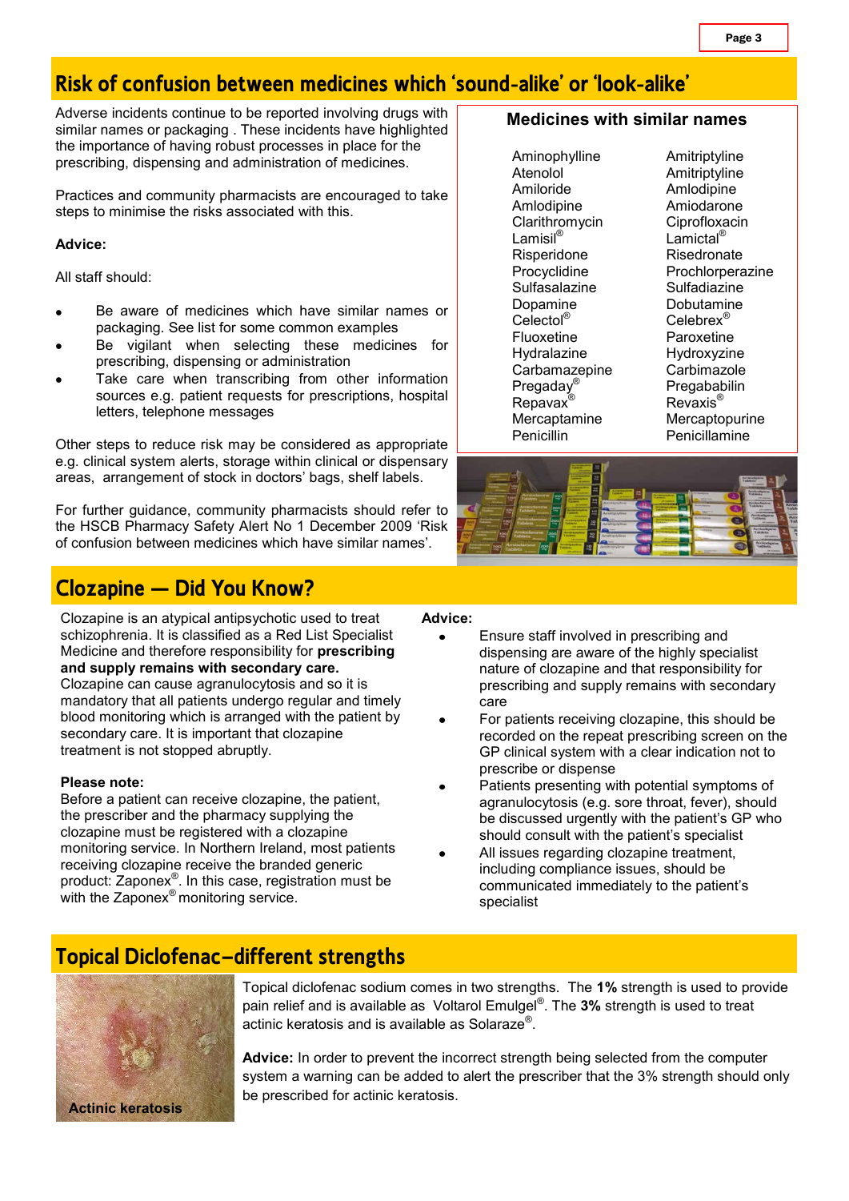## Risk of confusion between medicines which 'sound-alike' or 'look-alike'

Adverse incidents continue to be reported involving drugs with similar names or packaging . These incidents have highlighted the importance of having robust processes in place for the prescribing, dispensing and administration of medicines.

Practices and community pharmacists are encouraged to take steps to minimise the risks associated with this.

**Advice:**

All staff should:

- Be aware of medicines which have similar names or packaging. See list for some common examples
- Be vigilant when selecting these medicines for prescribing, dispensing or administration
- Take care when transcribing from other information sources e.g. patient requests for prescriptions, hospital letters, telephone messages

Other steps to reduce risk may be considered as appropriate e.g. clinical system alerts, storage within clinical or dispensary areas, arrangement of stock in doctors' bags, shelf labels.

For further guidance, community pharmacists should refer to the HSCB Pharmacy Safety Alert No 1 December 2009 'Risk of confusion between medicines which have similar names'.

### Medicines with similar names

| | |
|---|---|
| Aminophylline | Amitriptyline |
| Atenolol | Amitriptyline |
| Amiloride | Amlodipine |
| Amlodipine | Amiodarone |
| Clarithromycin | Ciprofloxacin |
| Lamisil® | Lamictal® |
| Risperidone | Risedronate |
| Procyclidine | Prochlorperazine |
| Sulfasalazine | Sulfadiazine |
| Dopamine | Dobutamine |
| Celectol® | Celebrex® |
| Fluoxetine | Paroxetine |
| Hydralazine | Hydroxyzine |
| Carbamazepine | Carbimazole |
| Pregaday® | Pregababilin |
| Repavax® | Revaxis® |
| Mercaptamine | Mercaptopurine |
| Penicillin | Penicillamine |

## Clozapine — Did You Know?

Clozapine is an atypical antipsychotic used to treat schizophrenia. It is classified as a Red List Specialist Medicine and therefore responsibility for **prescribing and supply remains with secondary care.** Clozapine can cause agranulocytosis and so it is mandatory that all patients undergo regular and timely blood monitoring which is arranged with the patient by secondary care. It is important that clozapine treatment is not stopped abruptly.

**Please note:**
Before a patient can receive clozapine, the patient, the prescriber and the pharmacy supplying the clozapine must be registered with a clozapine monitoring service. In Northern Ireland, most patients receiving clozapine receive the branded generic product: Zaponex®. In this case, registration must be with the Zaponex® monitoring service.

**Advice:**

- Ensure staff involved in prescribing and dispensing are aware of the highly specialist nature of clozapine and that responsibility for prescribing and supply remains with secondary care
- For patients receiving clozapine, this should be recorded on the repeat prescribing screen on the GP clinical system with a clear indication not to prescribe or dispense
- Patients presenting with potential symptoms of agranulocytosis (e.g. sore throat, fever), should be discussed urgently with the patient's GP who should consult with the patient's specialist
- All issues regarding clozapine treatment, including compliance issues, should be communicated immediately to the patient's specialist

## Topical Diclofenac–different strengths

Actinic keratosis

Topical diclofenac sodium comes in two strengths. The **1%** strength is used to provide pain relief and is available as Voltarol Emulgel®. The **3%** strength is used to treat actinic keratosis and is available as Solaraze®.

**Advice:** In order to prevent the incorrect strength being selected from the computer system a warning can be added to alert the prescriber that the 3% strength should only be prescribed for actinic keratosis.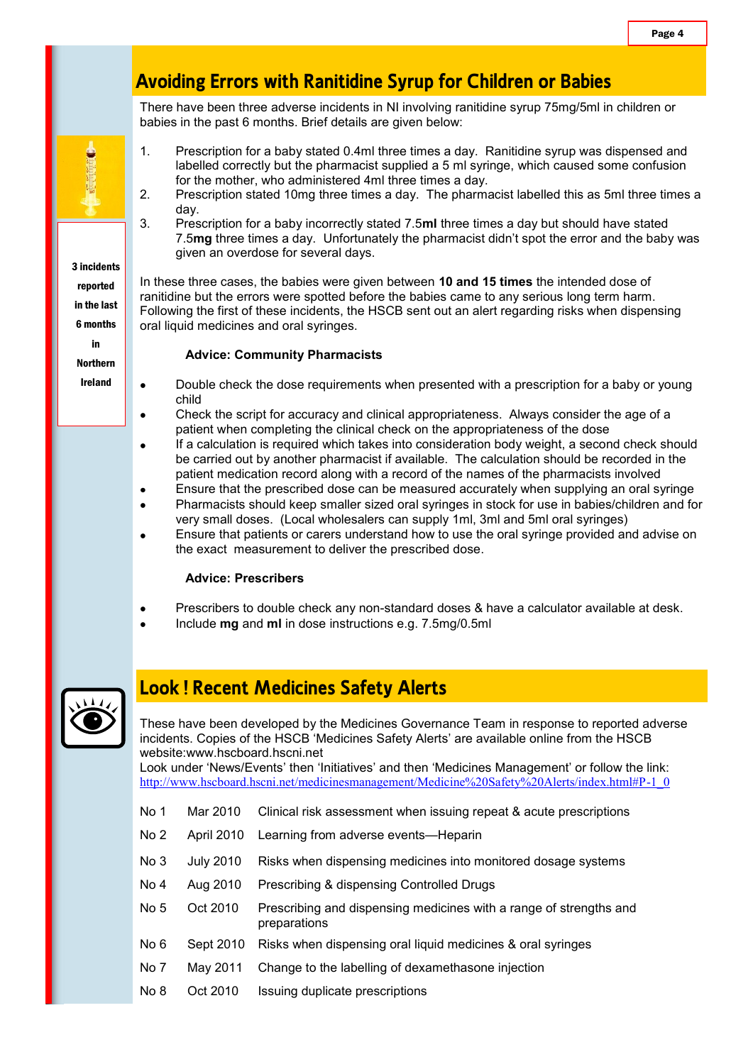## Avoiding Errors with Ranitidine Syrup for Children or Babies

There have been three adverse incidents in NI involving ranitidine syrup 75mg/5ml in children or babies in the past 6 months. Brief details are given below:

1. Prescription for a baby stated 0.4ml three times a day. Ranitidine syrup was dispensed and labelled correctly but the pharmacist supplied a 5 ml syringe, which caused some confusion for the mother, who administered 4ml three times a day.
2. Prescription stated 10mg three times a day. The pharmacist labelled this as 5ml three times a day.
3. Prescription for a baby incorrectly stated 7.5**ml** three times a day but should have stated 7.5**mg** three times a day. Unfortunately the pharmacist didn't spot the error and the baby was given an overdose for several days.

**3 incidents reported in the last 6 months in Northern Ireland**

In these three cases, the babies were given between **10 and 15 times** the intended dose of ranitidine but the errors were spotted before the babies came to any serious long term harm. Following the first of these incidents, the HSCB sent out an alert regarding risks when dispensing oral liquid medicines and oral syringes.

**Advice: Community Pharmacists**

- Double check the dose requirements when presented with a prescription for a baby or young child
- Check the script for accuracy and clinical appropriateness. Always consider the age of a patient when completing the clinical check on the appropriateness of the dose
- If a calculation is required which takes into consideration body weight, a second check should be carried out by another pharmacist if available. The calculation should be recorded in the patient medication record along with a record of the names of the pharmacists involved
- Ensure that the prescribed dose can be measured accurately when supplying an oral syringe
- Pharmacists should keep smaller sized oral syringes in stock for use in babies/children and for very small doses. (Local wholesalers can supply 1ml, 3ml and 5ml oral syringes)
- Ensure that patients or carers understand how to use the oral syringe provided and advise on the exact measurement to deliver the prescribed dose.

**Advice: Prescribers**

- Prescribers to double check any non-standard doses & have a calculator available at desk.
- Include **mg** and **ml** in dose instructions e.g. 7.5mg/0.5ml

## Look ! Recent Medicines Safety Alerts

These have been developed by the Medicines Governance Team in response to reported adverse incidents. Copies of the HSCB 'Medicines Safety Alerts' are available online from the HSCB website:www.hscboard.hscni.net

Look under 'News/Events' then 'Initiatives' and then 'Medicines Management' or follow the link: http://www.hscboard.hscni.net/medicinesmanagement/Medicine%20Safety%20Alerts/index.html#P-1_0

| | | |
|---|---|---|
| No 1 | Mar 2010 | Clinical risk assessment when issuing repeat & acute prescriptions |
| No 2 | April 2010 | Learning from adverse events—Heparin |
| No 3 | July 2010 | Risks when dispensing medicines into monitored dosage systems |
| No 4 | Aug 2010 | Prescribing & dispensing Controlled Drugs |
| No 5 | Oct 2010 | Prescribing and dispensing medicines with a range of strengths and preparations |
| No 6 | Sept 2010 | Risks when dispensing oral liquid medicines & oral syringes |
| No 7 | May 2011 | Change to the labelling of dexamethasone injection |
| No 8 | Oct 2010 | Issuing duplicate prescriptions |